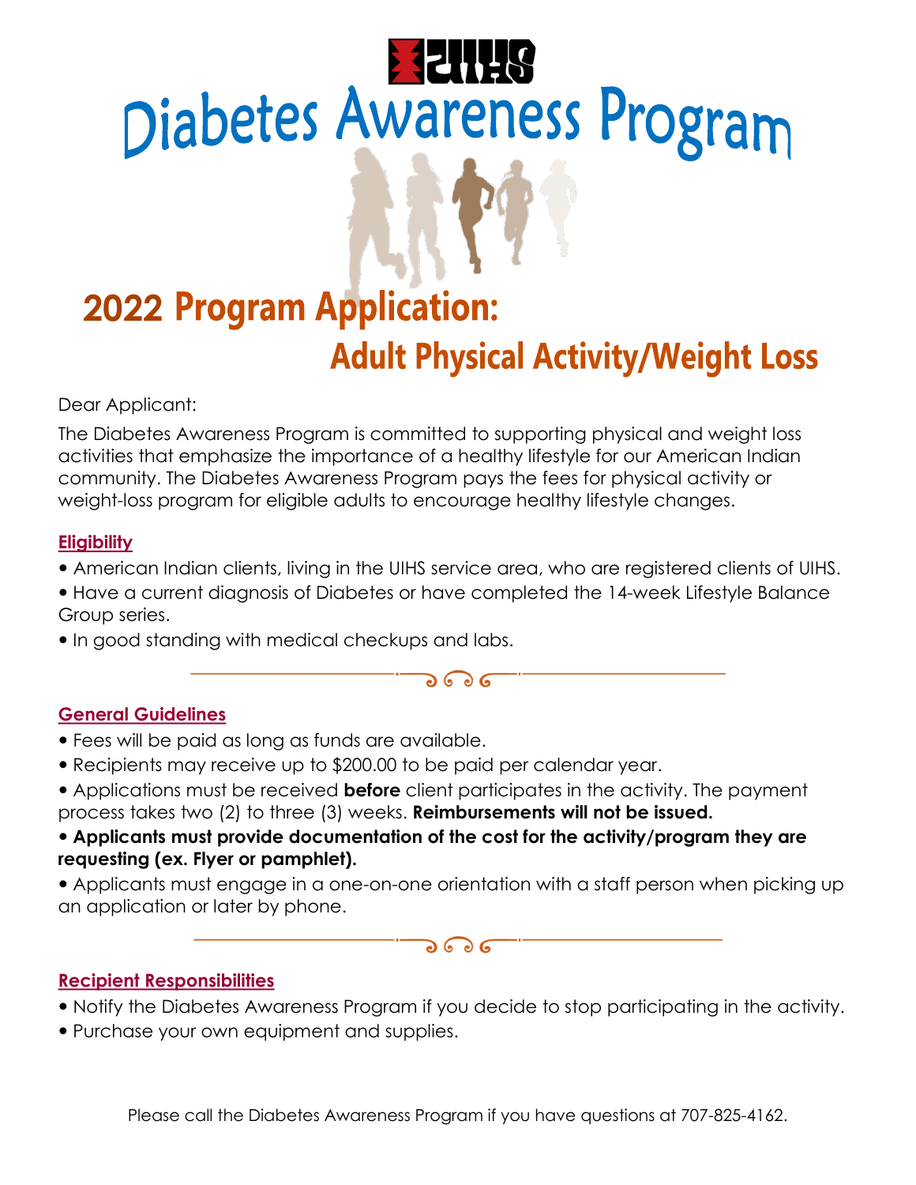UIHS

# Diabetes Awareness Program

## 2022 Program Application:

## Adult Physical Activity/Weight Loss

Dear Applicant:

The Diabetes Awareness Program is committed to supporting physical and weight loss activities that emphasize the importance of a healthy lifestyle for our American Indian community. The Diabetes Awareness Program pays the fees for physical activity or weight-loss program for eligible adults to encourage healthy lifestyle changes.

### Eligibility

- American Indian clients, living in the UIHS service area, who are registered clients of UIHS.
- Have a current diagnosis of Diabetes or have completed the 14-week Lifestyle Balance Group series.
- In good standing with medical checkups and labs.

### General Guidelines

- Fees will be paid as long as funds are available.
- Recipients may receive up to $200.00 to be paid per calendar year.
- Applications must be received **before** client participates in the activity. The payment process takes two (2) to three (3) weeks. **Reimbursements will not be issued.**
- **Applicants must provide documentation of the cost for the activity/program they are requesting (ex. Flyer or pamphlet).**
- Applicants must engage in a one-on-one orientation with a staff person when picking up an application or later by phone.

### Recipient Responsibilities

- Notify the Diabetes Awareness Program if you decide to stop participating in the activity.
- Purchase your own equipment and supplies.

Please call the Diabetes Awareness Program if you have questions at 707-825-4162.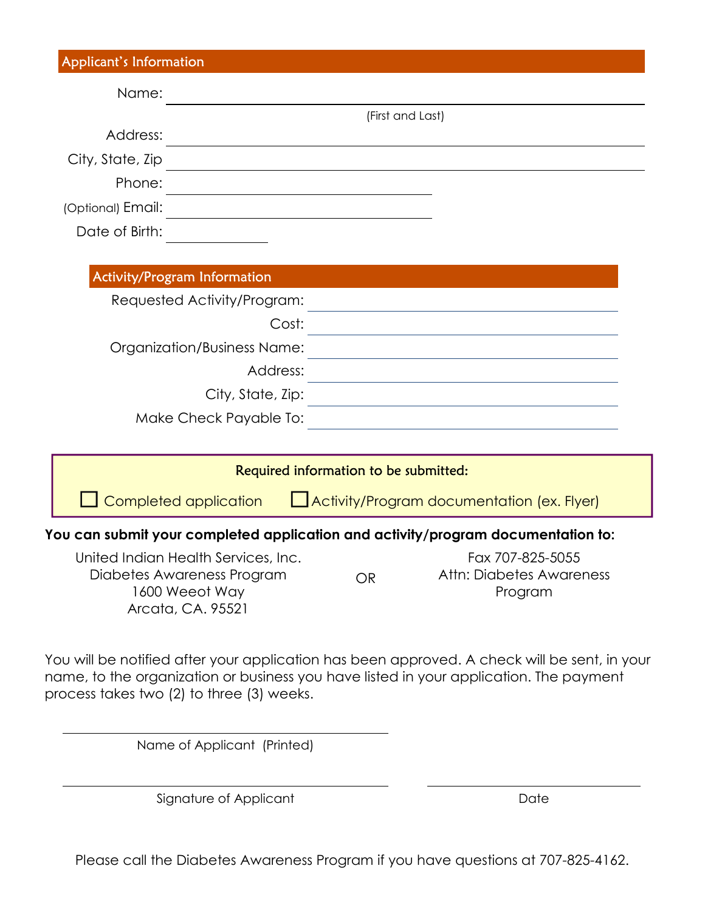## Applicant's Information

Name: ______________________________________________

(First and Last)

Address: ______________________________________________

City, State, Zip ______________________________________________

Phone: ______________________________

(Optional) Email: ______________________________

Date of Birth: ____________

## Activity/Program Information

Requested Activity/Program: ______________________________

Cost: ______________________________

Organization/Business Name: ______________________________

Address: ______________________________

City, State, Zip: ______________________________

Make Check Payable To: ______________________________

**Required information to be submitted:**

- ☐ Completed application
- ☐ Activity/Program documentation (ex. Flyer)

**You can submit your completed application and activity/program documentation to:**

United Indian Health Services, Inc.
Diabetes Awareness Program
1600 Weeot Way
Arcata, CA. 95521

OR

Fax 707-825-5055
Attn: Diabetes Awareness Program

You will be notified after your application has been approved. A check will be sent, in your name, to the organization or business you have listed in your application. The payment process takes two (2) to three (3) weeks.

______________________________
Name of Applicant (Printed)

______________________________ ______________________________
Signature of Applicant Date

Please call the Diabetes Awareness Program if you have questions at 707-825-4162.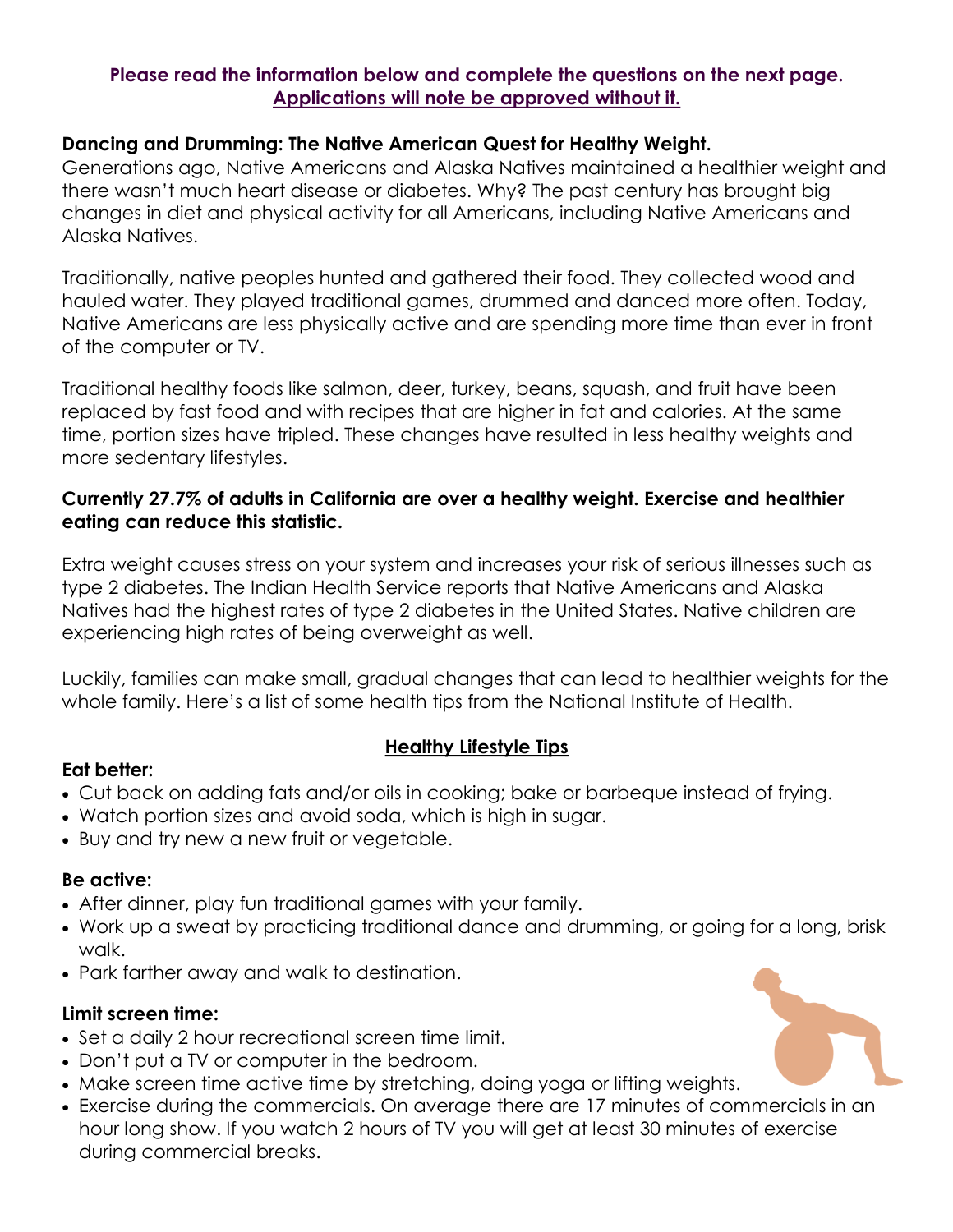**Please read the information below and complete the questions on the next page.**
**Applications will note be approved without it.**

**Dancing and Drumming: The Native American Quest for Healthy Weight.**

Generations ago, Native Americans and Alaska Natives maintained a healthier weight and there wasn't much heart disease or diabetes. Why? The past century has brought big changes in diet and physical activity for all Americans, including Native Americans and Alaska Natives.

Traditionally, native peoples hunted and gathered their food. They collected wood and hauled water. They played traditional games, drummed and danced more often. Today, Native Americans are less physically active and are spending more time than ever in front of the computer or TV.

Traditional healthy foods like salmon, deer, turkey, beans, squash, and fruit have been replaced by fast food and with recipes that are higher in fat and calories. At the same time, portion sizes have tripled. These changes have resulted in less healthy weights and more sedentary lifestyles.

**Currently 27.7% of adults in California are over a healthy weight. Exercise and healthier eating can reduce this statistic.**

Extra weight causes stress on your system and increases your risk of serious illnesses such as type 2 diabetes. The Indian Health Service reports that Native Americans and Alaska Natives had the highest rates of type 2 diabetes in the United States. Native children are experiencing high rates of being overweight as well.

Luckily, families can make small, gradual changes that can lead to healthier weights for the whole family. Here's a list of some health tips from the National Institute of Health.

## Healthy Lifestyle Tips

**Eat better:**

- Cut back on adding fats and/or oils in cooking; bake or barbeque instead of frying.
- Watch portion sizes and avoid soda, which is high in sugar.
- Buy and try new a new fruit or vegetable.

**Be active:**

- After dinner, play fun traditional games with your family.
- Work up a sweat by practicing traditional dance and drumming, or going for a long, brisk walk.
- Park farther away and walk to destination.

**Limit screen time:**

- Set a daily 2 hour recreational screen time limit.
- Don't put a TV or computer in the bedroom.
- Make screen time active time by stretching, doing yoga or lifting weights.
- Exercise during the commercials. On average there are 17 minutes of commercials in an hour long show. If you watch 2 hours of TV you will get at least 30 minutes of exercise during commercial breaks.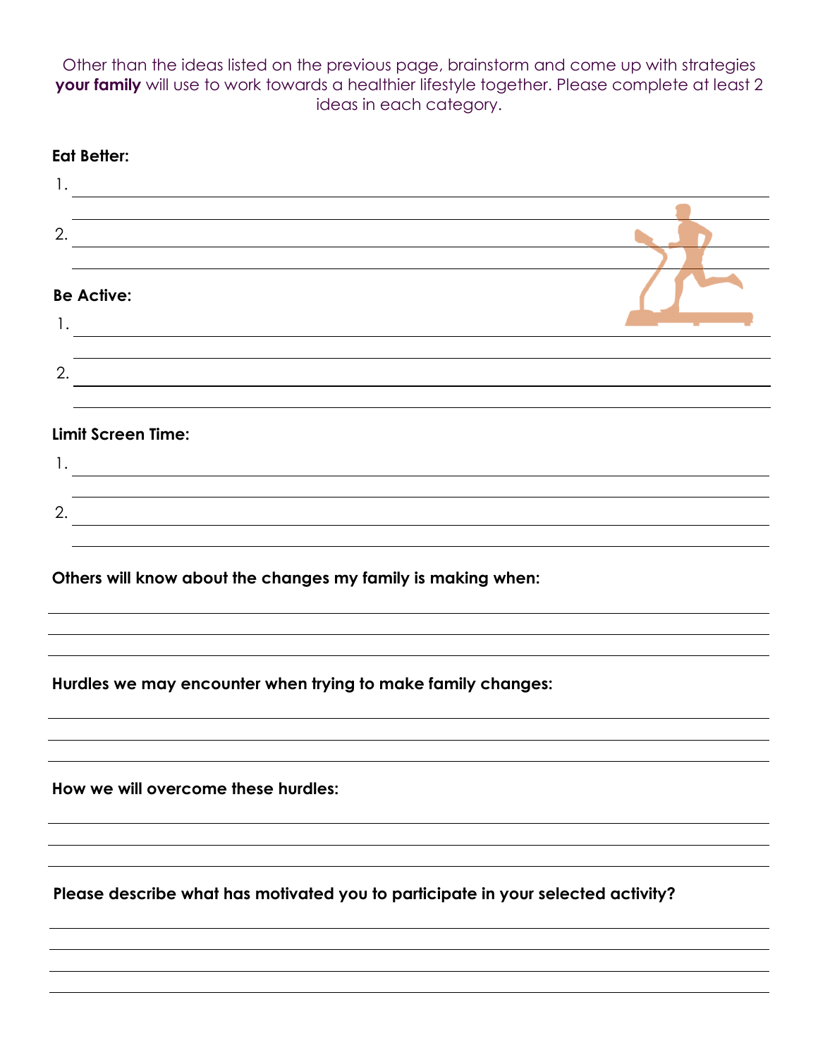Other than the ideas listed on the previous page, brainstorm and come up with strategies **your family** will use to work towards a healthier lifestyle together. Please complete at least 2 ideas in each category.

**Eat Better:**

1. 
2. 

**Be Active:**

1. 
2. 

**Limit Screen Time:**

1. 
2. 

**Others will know about the changes my family is making when:**

**Hurdles we may encounter when trying to make family changes:**

**How we will overcome these hurdles:**

**Please describe what has motivated you to participate in your selected activity?**